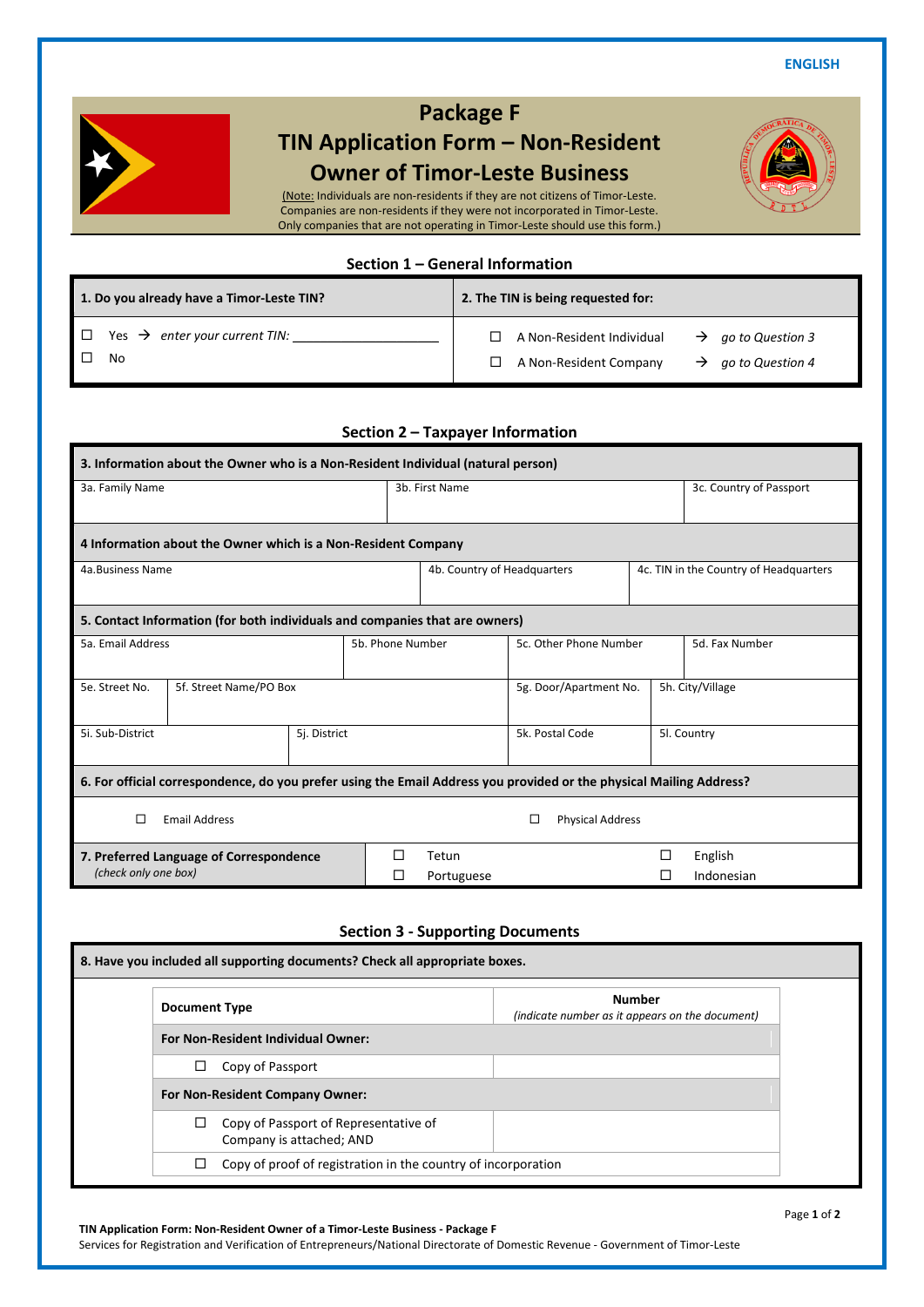ENGLISH

# Package F
# TIN Application Form – Non-Resident Owner of Timor-Leste Business

(Note: Individuals are non-residents if they are not citizens of Timor-Leste. Companies are non-residents if they were not incorporated in Timor-Leste. Only companies that are not operating in Timor-Leste should use this form.)

## Section 1 – General Information

| 1. Do you already have a Timor-Leste TIN? | 2. The TIN is being requested for: |
|---|---|
| ☐ Yes → *enter your current TIN:* ____________________ | ☐ A Non-Resident Individual → *go to Question 3* |
| ☐ No | ☐ A Non-Resident Company → *go to Question 4* |

## Section 2 – Taxpayer Information

**3. Information about the Owner who is a Non-Resident Individual (natural person)**

| 3a. Family Name | 3b. First Name | 3c. Country of Passport |
|---|---|---|
| | | |

**4 Information about the Owner which is a Non-Resident Company**

| 4a.Business Name | 4b. Country of Headquarters | 4c. TIN in the Country of Headquarters |
|---|---|---|
| | | |

**5. Contact Information (for both individuals and companies that are owners)**

| 5a. Email Address | 5b. Phone Number | 5c. Other Phone Number | 5d. Fax Number |
|---|---|---|---|
| | | | |
| 5e. Street No. | 5f. Street Name/PO Box | 5g. Door/Apartment No. | 5h. City/Village |
| 5i. Sub-District | 5j. District | 5k. Postal Code | 5l. Country |

**6. For official correspondence, do you prefer using the Email Address you provided or the physical Mailing Address?**

☐ Email Address ☐ Physical Address

| 7. Preferred Language of Correspondence *(check only one box)* | | |
|---|---|---|
| | ☐ Tetun | ☐ English |
| | ☐ Portuguese | ☐ Indonesian |

## Section 3 - Supporting Documents

**8. Have you included all supporting documents? Check all appropriate boxes.**

| Document Type | Number *(indicate number as it appears on the document)* |
|---|---|
| **For Non-Resident Individual Owner:** | |
| ☐ Copy of Passport | |
| **For Non-Resident Company Owner:** | |
| ☐ Copy of Passport of Representative of Company is attached; AND | |
| ☐ Copy of proof of registration in the country of incorporation | |

**TIN Application Form: Non-Resident Owner of a Timor-Leste Business - Package F**
Services for Registration and Verification of Entrepreneurs/National Directorate of Domestic Revenue - Government of Timor-Leste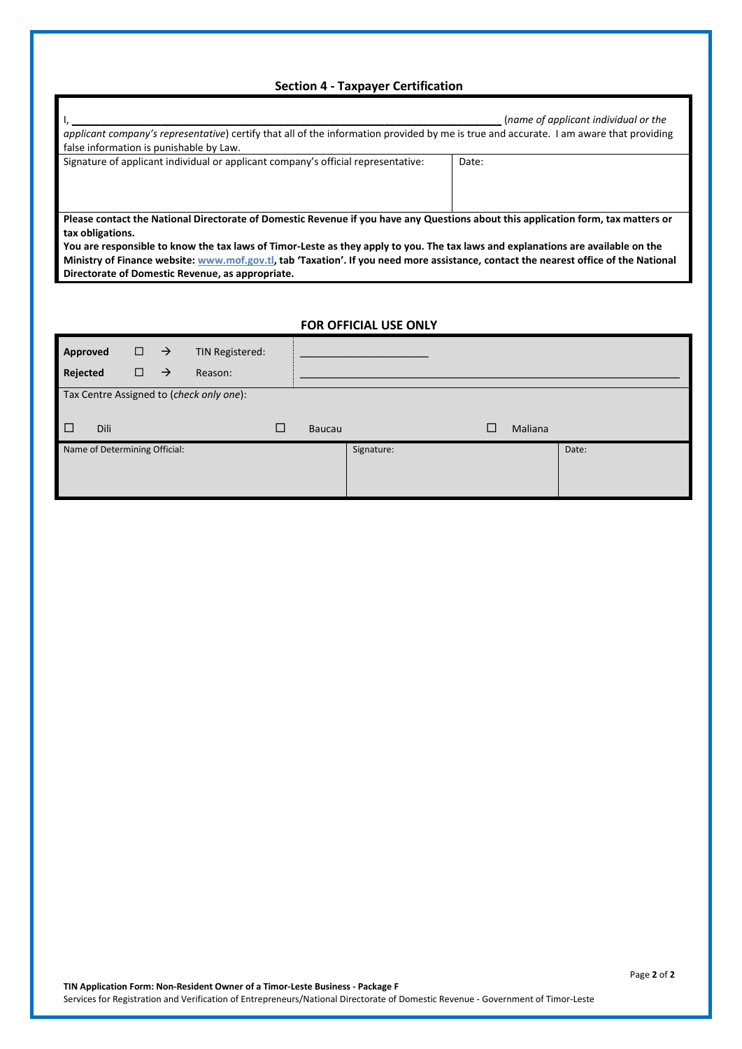## Section 4 - Taxpayer Certification

I, ______________________________________________________________________ (*name of applicant individual or the applicant company's representative*) certify that all of the information provided by me is true and accurate. I am aware that providing false information is punishable by Law.

| Signature of applicant individual or applicant company's official representative: | Date: |
|---|---|
| | |

**Please contact the National Directorate of Domestic Revenue if you have any Questions about this application form, tax matters or tax obligations.**

**You are responsible to know the tax laws of Timor-Leste as they apply to you. The tax laws and explanations are available on the Ministry of Finance website: www.mof.gov.tl, tab 'Taxation'. If you need more assistance, contact the nearest office of the National Directorate of Domestic Revenue, as appropriate.**

## FOR OFFICIAL USE ONLY

| | | | | |
|---|---|---|---|---|
| **Approved** | ☐ | → | TIN Registered: | ____________________ |
| **Rejected** | ☐ | → | Reason: | ____________________ |

Tax Centre Assigned to (*check only one*):

☐ Dili ☐ Baucau ☐ Maliana

| Name of Determining Official: | Signature: | Date: |
|---|---|---|
| | | |

**TIN Application Form: Non-Resident Owner of a Timor-Leste Business - Package F**

Services for Registration and Verification of Entrepreneurs/National Directorate of Domestic Revenue - Government of Timor-Leste